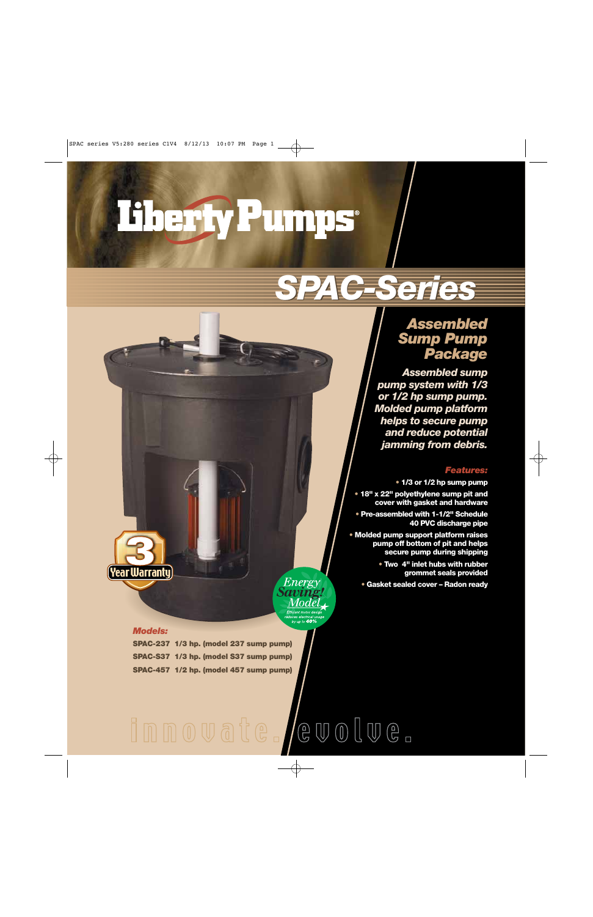# Liberty Pumps®

# SPAC-Series

## Assembled Sump Pump Package

***Assembled sump pump system with 1/3 or 1/2 hp sump pump. Molded pump platform helps to secure pump and reduce potential jamming from debris.***

### Features:

- **1/3 or 1/2 hp sump pump**
- **18" x 22" polyethylene sump pit and cover with gasket and hardware**
- **Pre-assembled with 1-1/2" Schedule 40 PVC discharge pipe**
- **Molded pump support platform raises pump off bottom of pit and helps secure pump during shipping**
- **Two 4" inlet hubs with rubber grommet seals provided**
- **Gasket sealed cover – Radon ready**

3 Year Warranty

Energy Saving! Model — Efficient motor design reduces electrical usage by up to 40%

### Models:

**SPAC-237 1/3 hp. (model 237 sump pump)**
**SPAC-S37 1/3 hp. (model S37 sump pump)**
**SPAC-457 1/2 hp. (model 457 sump pump)**

innovate. evolve.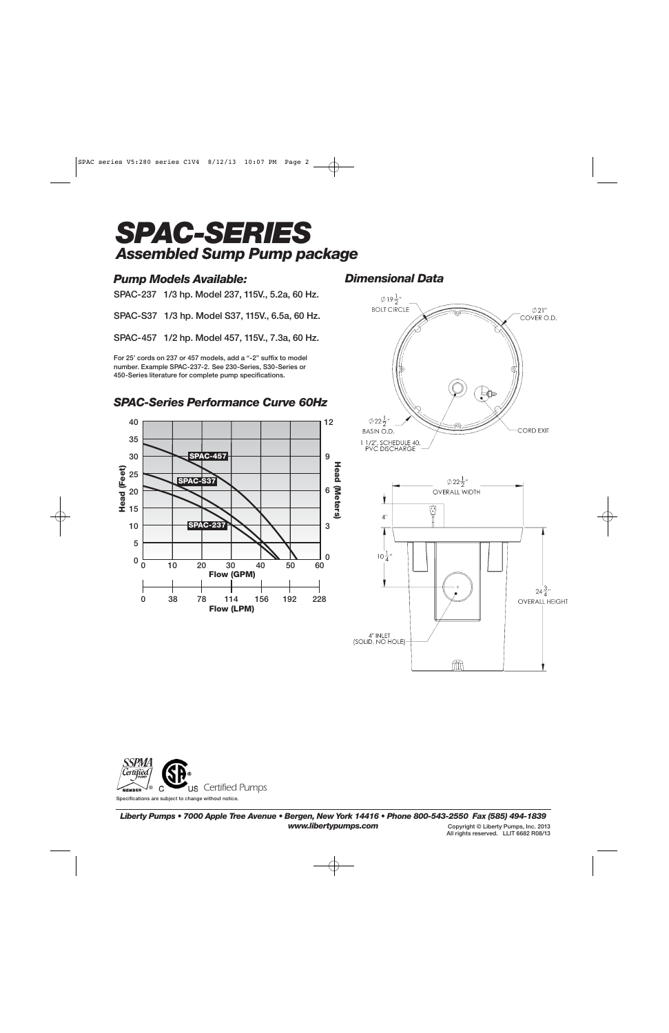# SPAC-SERIES

## Assembled Sump Pump package

### Pump Models Available:

SPAC-237 1/3 hp. Model 237, 115V., 5.2a, 60 Hz.

SPAC-S37 1/3 hp. Model S37, 115V., 6.5a, 60 Hz.

SPAC-457 1/2 hp. Model 457, 115V., 7.3a, 60 Hz.

For 25' cords on 237 or 457 models, add a "-2" suffix to model number. Example SPAC-237-2. See 230-Series, S30-Series or 450-Series literature for complete pump specifications.

### SPAC-Series Performance Curve 60Hz

Head (Feet): 0, 5, 10, 15, 20, 25, 30, 35, 40

Head (Meters): 0, 3, 6, 9, 12

SPAC-457

SPAC-S37

SPAC-237

Flow (GPM): 0, 10, 20, 30, 40, 50, 60

Flow (LPM): 0, 38, 78, 114, 156, 192, 228

### Dimensional Data

Ø19 1/2" BOLT CIRCLE

Ø21" COVER O.D.

Ø22 1/2" BASIN O.D.

1 1/2", SCHEDULE 40, PVC DISCHARGE

CORD EXIT

Ø22 1/2" OVERALL WIDTH

4"

10 1/4"

24 3/4" OVERALL HEIGHT

4" INLET (SOLID, NO HOLE)

SSPMA Certified Pump Member

C US Certified Pumps

Specifications are subject to change without notice.

**Liberty Pumps • 7000 Apple Tree Avenue • Bergen, New York 14416 • Phone 800-543-2550 Fax (585) 494-1839**
**www.libertypumps.com**

Copyright © Liberty Pumps, Inc. 2013
All rights reserved. LLIT 6682 R08/13